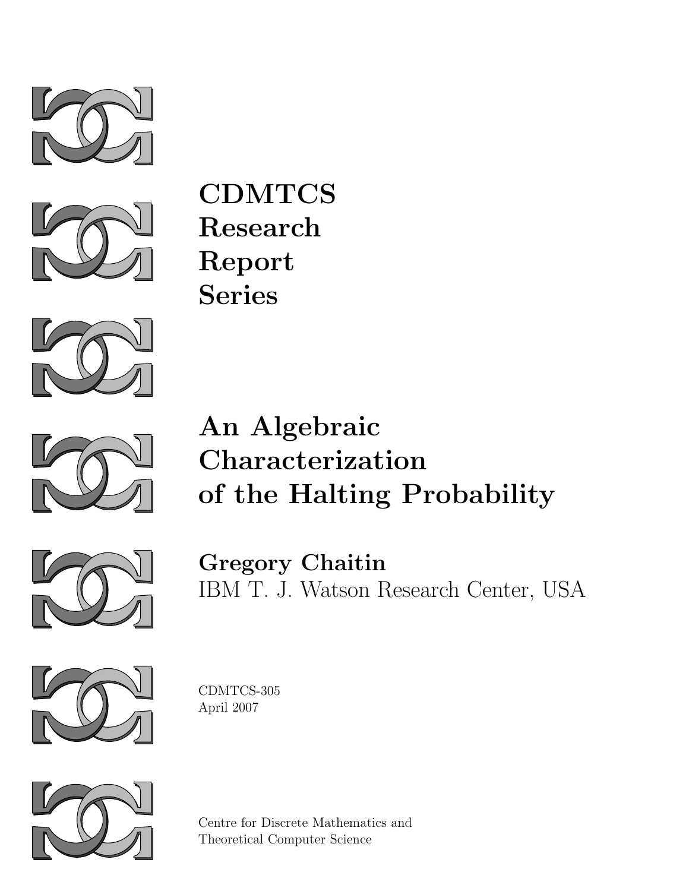# CDMTCS Research Report Series

# An Algebraic Characterization of the Halting Probability

**Gregory Chaitin**
IBM T. J. Watson Research Center, USA

CDMTCS-305
April 2007

Centre for Discrete Mathematics and
Theoretical Computer Science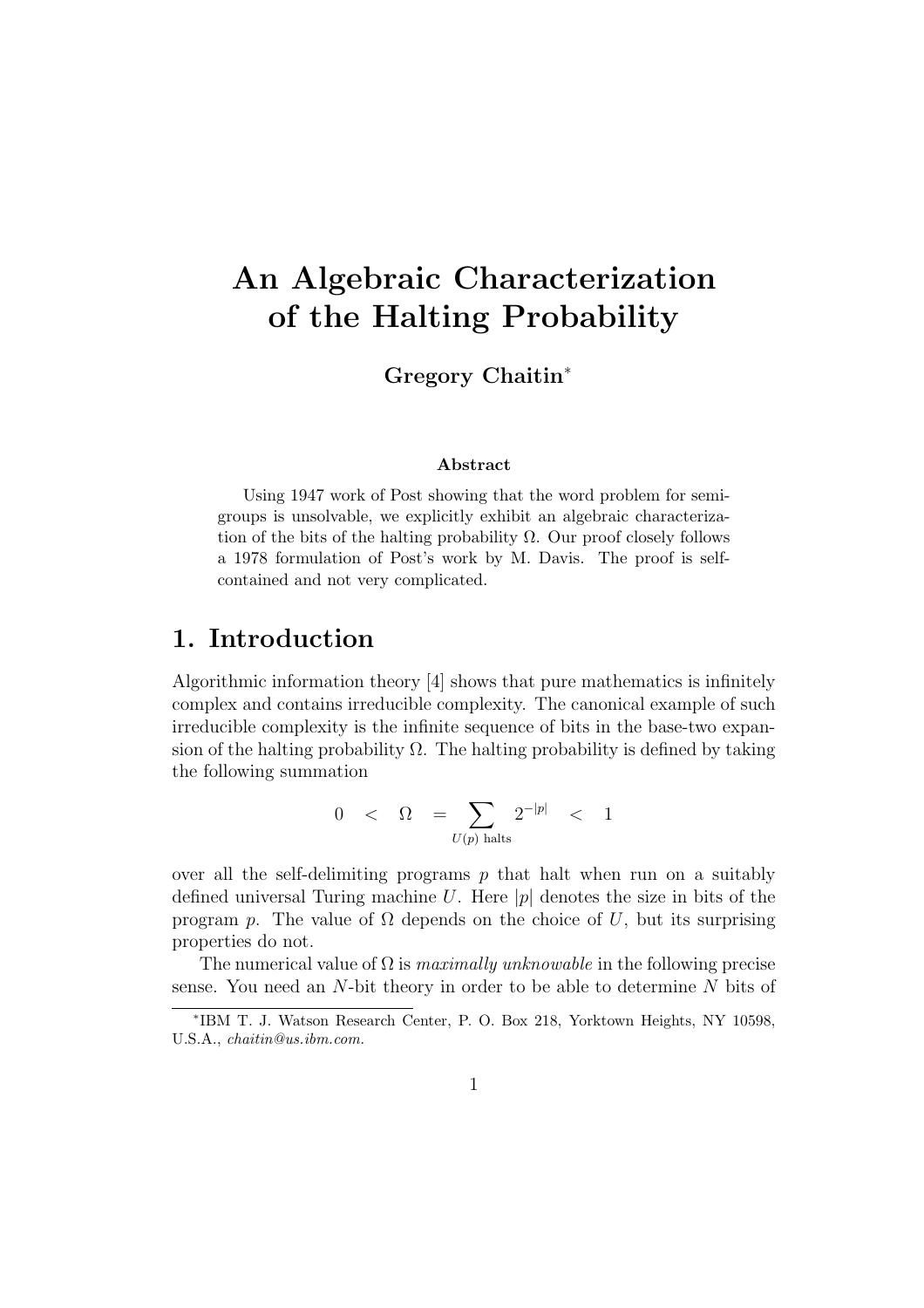# An Algebraic Characterization of the Halting Probability

**Gregory Chaitin**[*]

**Abstract**

Using 1947 work of Post showing that the word problem for semigroups is unsolvable, we explicitly exhibit an algebraic characterization of the bits of the halting probability $\Omega$. Our proof closely follows a 1978 formulation of Post's work by M. Davis. The proof is self-contained and not very complicated.

## 1. Introduction

Algorithmic information theory [4] shows that pure mathematics is infinitely complex and contains irreducible complexity. The canonical example of such irreducible complexity is the infinite sequence of bits in the base-two expansion of the halting probability $\Omega$. The halting probability is defined by taking the following summation

$$0 \quad < \quad \Omega \quad = \sum_{U(p) \text{ halts}} 2^{-|p|} \quad < \quad 1$$

over all the self-delimiting programs $p$ that halt when run on a suitably defined universal Turing machine $U$. Here $|p|$ denotes the size in bits of the program $p$. The value of $\Omega$ depends on the choice of $U$, but its surprising properties do not.

The numerical value of $\Omega$ is *maximally unknowable* in the following precise sense. You need an $N$-bit theory in order to be able to determine $N$ bits of

[*] IBM T. J. Watson Research Center, P. O. Box 218, Yorktown Heights, NY 10598, U.S.A., *chaitin@us.ibm.com.*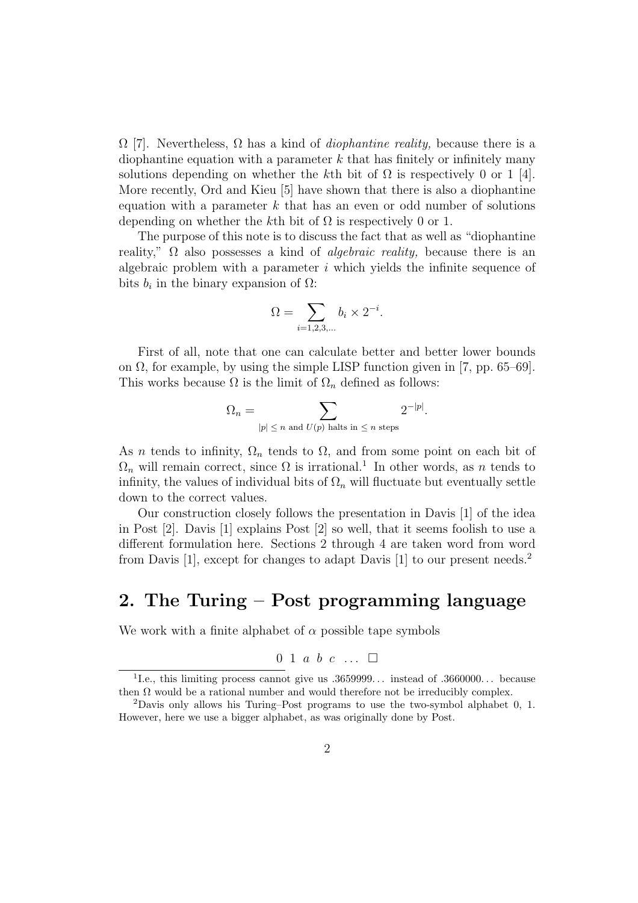Ω [7]. Nevertheless, Ω has a kind of *diophantine reality,* because there is a diophantine equation with a parameter $k$ that has finitely or infinitely many solutions depending on whether the $k$th bit of Ω is respectively 0 or 1 [4]. More recently, Ord and Kieu [5] have shown that there is also a diophantine equation with a parameter $k$ that has an even or odd number of solutions depending on whether the $k$th bit of Ω is respectively 0 or 1.

The purpose of this note is to discuss the fact that as well as "diophantine reality," Ω also possesses a kind of *algebraic reality,* because there is an algebraic problem with a parameter $i$ which yields the infinite sequence of bits $b_i$ in the binary expansion of Ω:

$$\Omega = \sum_{i=1,2,3,\ldots} b_i \times 2^{-i}.$$

First of all, note that one can calculate better and better lower bounds on Ω, for example, by using the simple LISP function given in [7, pp. 65–69]. This works because Ω is the limit of $\Omega_n$ defined as follows:

$$\Omega_n = \sum_{|p| \le n \text{ and } U(p) \text{ halts in } \le n \text{ steps}} 2^{-|p|}.$$

As $n$ tends to infinity, $\Omega_n$ tends to Ω, and from some point on each bit of $\Omega_n$ will remain correct, since Ω is irrational.[1] In other words, as $n$ tends to infinity, the values of individual bits of $\Omega_n$ will fluctuate but eventually settle down to the correct values.

Our construction closely follows the presentation in Davis [1] of the idea in Post [2]. Davis [1] explains Post [2] so well, that it seems foolish to use a different formulation here. Sections 2 through 4 are taken word from word from Davis [1], except for changes to adapt Davis [1] to our present needs.[2]

## 2. The Turing – Post programming language

We work with a finite alphabet of $\alpha$ possible tape symbols

$$0 \ 1 \ a \ b \ c \ \ldots \ \square$$

[1] I.e., this limiting process cannot give us .3659999... instead of .3660000... because then Ω would be a rational number and would therefore not be irreducibly complex.

[2] Davis only allows his Turing–Post programs to use the two-symbol alphabet 0, 1. However, here we use a bigger alphabet, as was originally done by Post.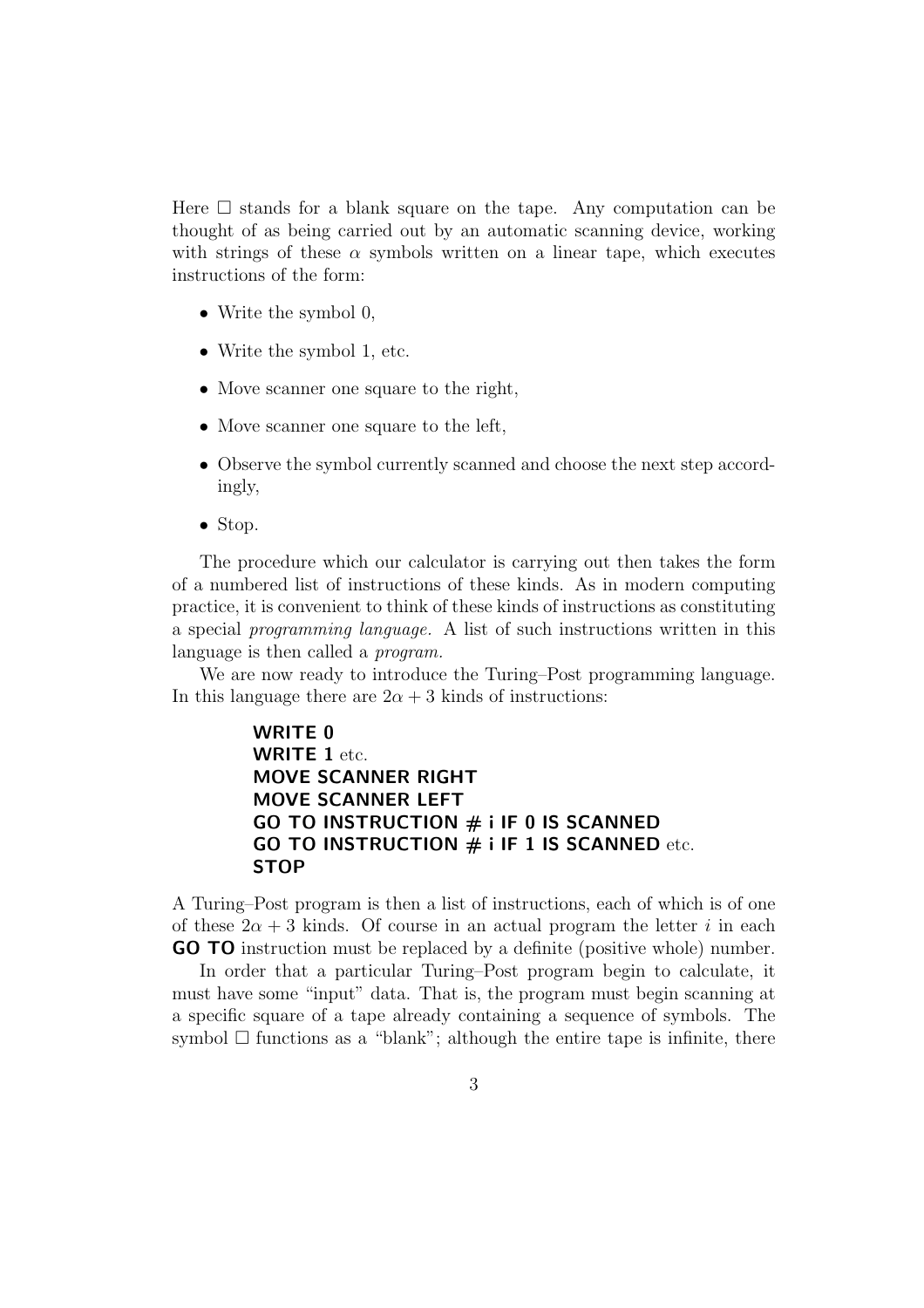Here □ stands for a blank square on the tape. Any computation can be thought of as being carried out by an automatic scanning device, working with strings of these $\alpha$ symbols written on a linear tape, which executes instructions of the form:

- Write the symbol 0,
- Write the symbol 1, etc.
- Move scanner one square to the right,
- Move scanner one square to the left,
- Observe the symbol currently scanned and choose the next step accordingly,
- Stop.

The procedure which our calculator is carrying out then takes the form of a numbered list of instructions of these kinds. As in modern computing practice, it is convenient to think of these kinds of instructions as constituting a special *programming language.* A list of such instructions written in this language is then called a *program.*

We are now ready to introduce the Turing–Post programming language. In this language there are $2\alpha + 3$ kinds of instructions:

> **WRITE 0**
> **WRITE 1** etc.
> **MOVE SCANNER RIGHT**
> **MOVE SCANNER LEFT**
> **GO TO INSTRUCTION # i IF 0 IS SCANNED**
> **GO TO INSTRUCTION # i IF 1 IS SCANNED** etc.
> **STOP**

A Turing–Post program is then a list of instructions, each of which is of one of these $2\alpha + 3$ kinds. Of course in an actual program the letter $i$ in each **GO TO** instruction must be replaced by a definite (positive whole) number.

In order that a particular Turing–Post program begin to calculate, it must have some "input" data. That is, the program must begin scanning at a specific square of a tape already containing a sequence of symbols. The symbol □ functions as a "blank"; although the entire tape is infinite, there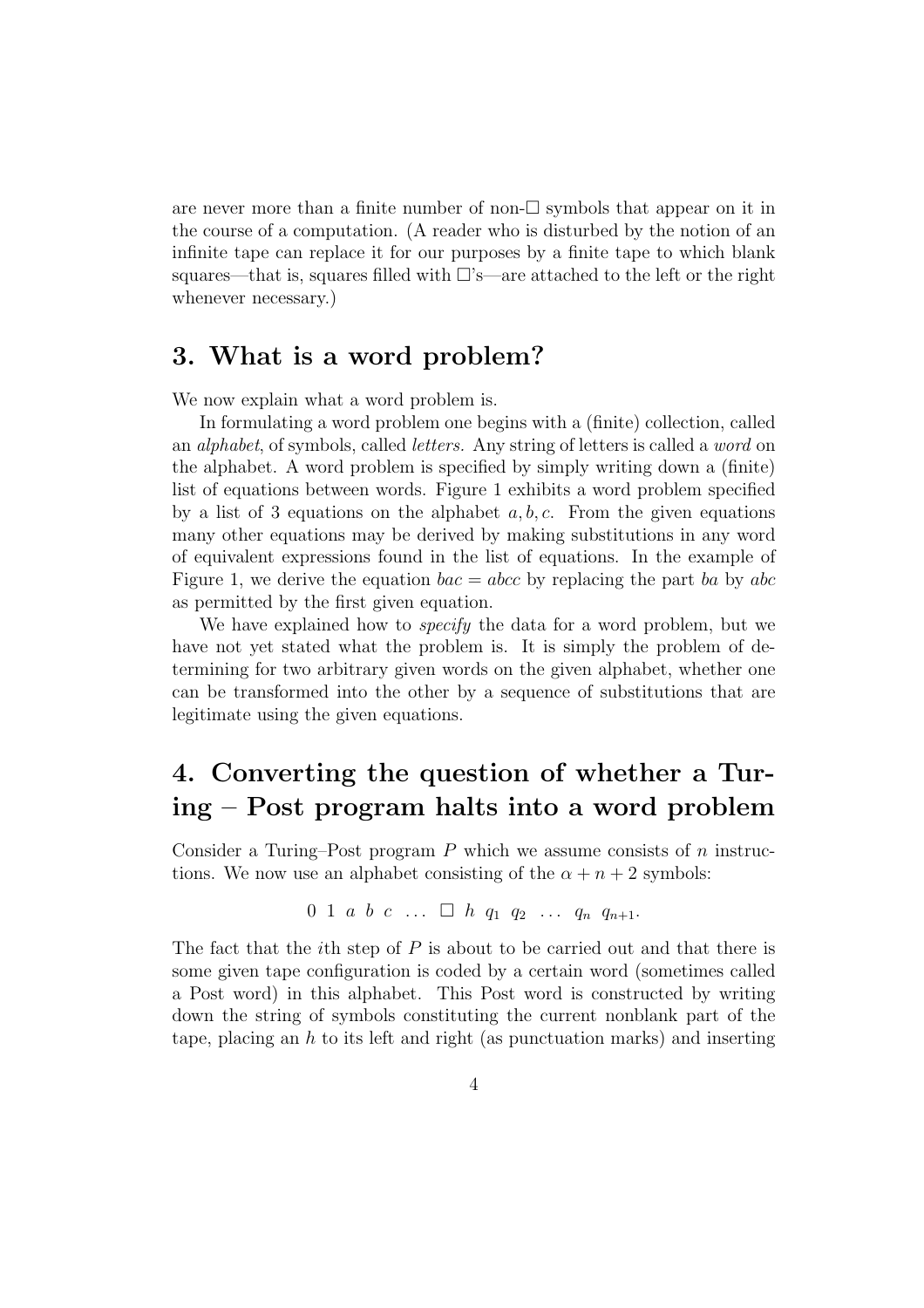are never more than a finite number of non-$\Box$ symbols that appear on it in the course of a computation. (A reader who is disturbed by the notion of an infinite tape can replace it for our purposes by a finite tape to which blank squares—that is, squares filled with $\Box$'s—are attached to the left or the right whenever necessary.)

## 3. What is a word problem?

We now explain what a word problem is.

In formulating a word problem one begins with a (finite) collection, called an *alphabet*, of symbols, called *letters*. Any string of letters is called a *word* on the alphabet. A word problem is specified by simply writing down a (finite) list of equations between words. Figure 1 exhibits a word problem specified by a list of 3 equations on the alphabet $a, b, c$. From the given equations many other equations may be derived by making substitutions in any word of equivalent expressions found in the list of equations. In the example of Figure 1, we derive the equation $bac = abcc$ by replacing the part $ba$ by $abc$ as permitted by the first given equation.

We have explained how to *specify* the data for a word problem, but we have not yet stated what the problem is. It is simply the problem of determining for two arbitrary given words on the given alphabet, whether one can be transformed into the other by a sequence of substitutions that are legitimate using the given equations.

## 4. Converting the question of whether a Turing – Post program halts into a word problem

Consider a Turing–Post program $P$ which we assume consists of $n$ instructions. We now use an alphabet consisting of the $\alpha + n + 2$ symbols:

$$0 \;\; 1 \;\; a \;\; b \;\; c \;\; \ldots \;\; \Box \;\; h \;\; q_1 \;\; q_2 \;\; \ldots \;\; q_n \;\; q_{n+1}.$$

The fact that the $i$th step of $P$ is about to be carried out and that there is some given tape configuration is coded by a certain word (sometimes called a Post word) in this alphabet. This Post word is constructed by writing down the string of symbols constituting the current nonblank part of the tape, placing an $h$ to its left and right (as punctuation marks) and inserting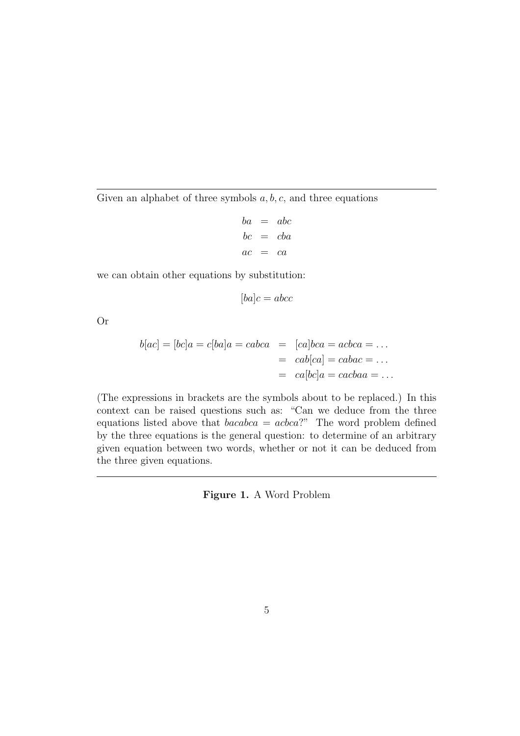---

Given an alphabet of three symbols $a, b, c$, and three equations

$$
\begin{aligned}
ba &= abc \\
bc &= cba \\
ac &= ca
\end{aligned}
$$

we can obtain other equations by substitution:

$$[ba]c = abcc$$

Or

$$
\begin{aligned}
b[ac] = [bc]a = c[ba]a = cabca &= [ca]bca = acbca = \dots \\
&= cab[ca] = cabac = \dots \\
&= ca[bc]a = cacbaa = \dots
\end{aligned}
$$

(The expressions in brackets are the symbols about to be replaced.) In this context can be raised questions such as: "Can we deduce from the three equations listed above that $bacabca = acbca$?" The word problem defined by the three equations is the general question: to determine of an arbitrary given equation between two words, whether or not it can be deduced from the three given equations.

---

**Figure 1.** A Word Problem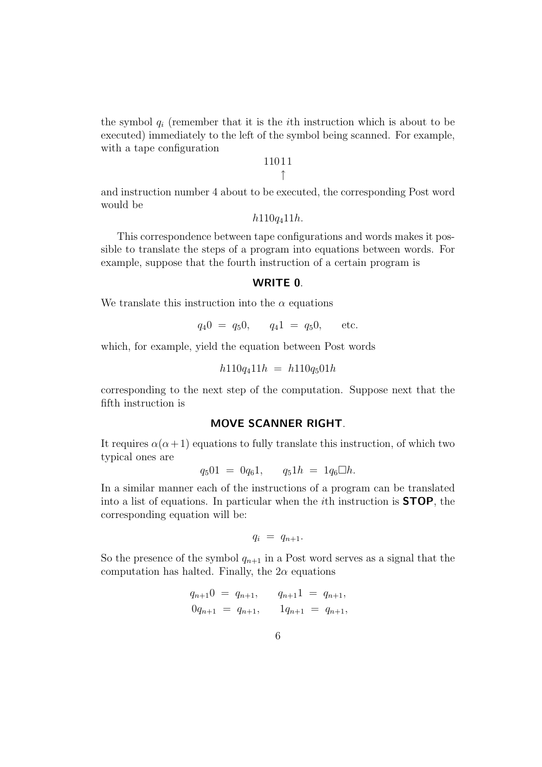the symbol $q_i$ (remember that it is the $i$th instruction which is about to be executed) immediately to the left of the symbol being scanned. For example, with a tape configuration

$$\begin{array}{c}11011\\ \uparrow\end{array}$$

and instruction number 4 about to be executed, the corresponding Post word would be

$$h110q_411h.$$

This correspondence between tape configurations and words makes it possible to translate the steps of a program into equations between words. For example, suppose that the fourth instruction of a certain program is

**WRITE 0.**

We translate this instruction into the $\alpha$ equations

$$q_40 \;=\; q_50, \qquad q_41 \;=\; q_50, \qquad \text{etc.}$$

which, for example, yield the equation between Post words

$$h110q_411h \;=\; h110q_501h$$

corresponding to the next step of the computation. Suppose next that the fifth instruction is

**MOVE SCANNER RIGHT.**

It requires $\alpha(\alpha+1)$ equations to fully translate this instruction, of which two typical ones are

$$q_501 \;=\; 0q_61, \qquad q_51h \;=\; 1q_6\Box h.$$

In a similar manner each of the instructions of a program can be translated into a list of equations. In particular when the $i$th instruction is **STOP**, the corresponding equation will be:

$$q_i \;=\; q_{n+1}.$$

So the presence of the symbol $q_{n+1}$ in a Post word serves as a signal that the computation has halted. Finally, the $2\alpha$ equations

$$\begin{array}{ll} q_{n+1}0 \;=\; q_{n+1}, & q_{n+1}1 \;=\; q_{n+1}, \\ 0q_{n+1} \;=\; q_{n+1}, & 1q_{n+1} \;=\; q_{n+1}, \end{array}$$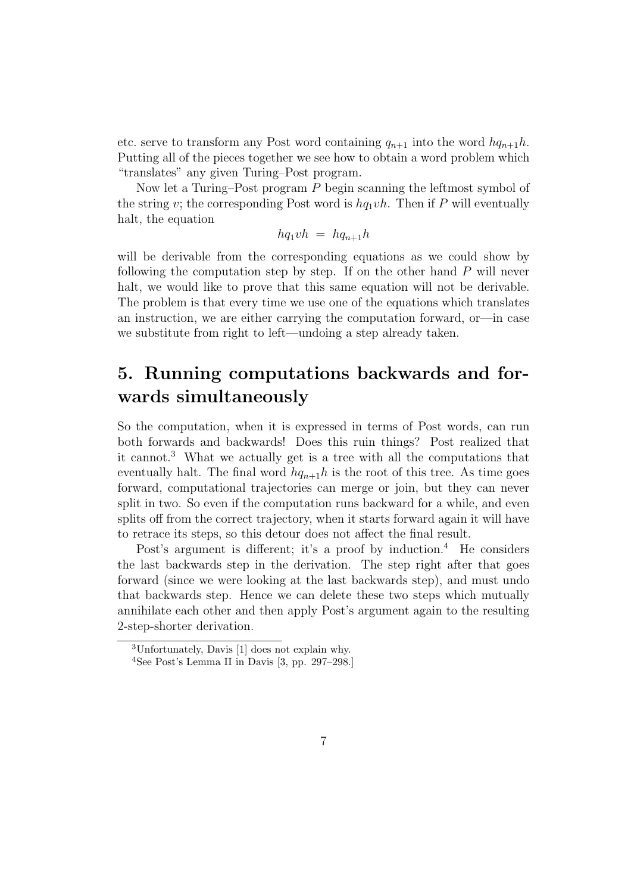etc. serve to transform any Post word containing $q_{n+1}$ into the word $hq_{n+1}h$. Putting all of the pieces together we see how to obtain a word problem which "translates" any given Turing–Post program.

Now let a Turing–Post program $P$ begin scanning the leftmost symbol of the string $v$; the corresponding Post word is $hq_1vh$. Then if $P$ will eventually halt, the equation

$$hq_1vh \;=\; hq_{n+1}h$$

will be derivable from the corresponding equations as we could show by following the computation step by step. If on the other hand $P$ will never halt, we would like to prove that this same equation will not be derivable. The problem is that every time we use one of the equations which translates an instruction, we are either carrying the computation forward, or—in case we substitute from right to left—undoing a step already taken.

## 5. Running computations backwards and forwards simultaneously

So the computation, when it is expressed in terms of Post words, can run both forwards and backwards! Does this ruin things? Post realized that it cannot.[3] What we actually get is a tree with all the computations that eventually halt. The final word $hq_{n+1}h$ is the root of this tree. As time goes forward, computational trajectories can merge or join, but they can never split in two. So even if the computation runs backward for a while, and even splits off from the correct trajectory, when it starts forward again it will have to retrace its steps, so this detour does not affect the final result.

Post's argument is different; it's a proof by induction.[4] He considers the last backwards step in the derivation. The step right after that goes forward (since we were looking at the last backwards step), and must undo that backwards step. Hence we can delete these two steps which mutually annihilate each other and then apply Post's argument again to the resulting 2-step-shorter derivation.

[3] Unfortunately, Davis [1] does not explain why.

[4] See Post's Lemma II in Davis [3, pp. 297–298.]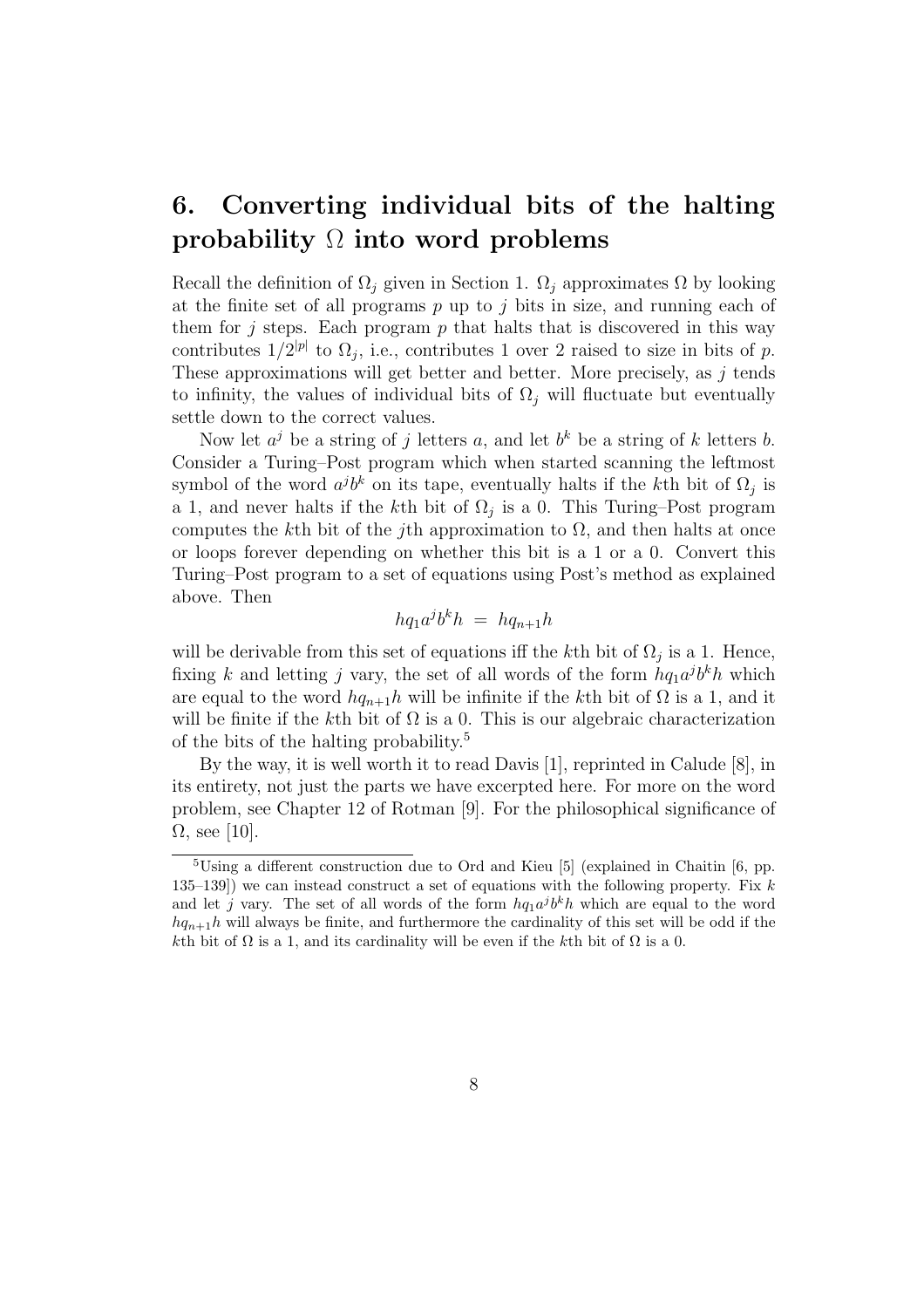## 6. Converting individual bits of the halting probability $\Omega$ into word problems

Recall the definition of $\Omega_j$ given in Section 1. $\Omega_j$ approximates $\Omega$ by looking at the finite set of all programs $p$ up to $j$ bits in size, and running each of them for $j$ steps. Each program $p$ that halts that is discovered in this way contributes $1/2^{|p|}$ to $\Omega_j$, i.e., contributes 1 over 2 raised to size in bits of $p$. These approximations will get better and better. More precisely, as $j$ tends to infinity, the values of individual bits of $\Omega_j$ will fluctuate but eventually settle down to the correct values.

Now let $a^j$ be a string of $j$ letters $a$, and let $b^k$ be a string of $k$ letters $b$. Consider a Turing–Post program which when started scanning the leftmost symbol of the word $a^j b^k$ on its tape, eventually halts if the $k$th bit of $\Omega_j$ is a 1, and never halts if the $k$th bit of $\Omega_j$ is a 0. This Turing–Post program computes the $k$th bit of the $j$th approximation to $\Omega$, and then halts at once or loops forever depending on whether this bit is a 1 or a 0. Convert this Turing–Post program to a set of equations using Post's method as explained above. Then

$$hq_1 a^j b^k h \;=\; hq_{n+1} h$$

will be derivable from this set of equations iff the $k$th bit of $\Omega_j$ is a 1. Hence, fixing $k$ and letting $j$ vary, the set of all words of the form $hq_1 a^j b^k h$ which are equal to the word $hq_{n+1}h$ will be infinite if the $k$th bit of $\Omega$ is a 1, and it will be finite if the $k$th bit of $\Omega$ is a 0. This is our algebraic characterization of the bits of the halting probability.[5]

By the way, it is well worth it to read Davis [1], reprinted in Calude [8], in its entirety, not just the parts we have excerpted here. For more on the word problem, see Chapter 12 of Rotman [9]. For the philosophical significance of $\Omega$, see [10].

---

[5] Using a different construction due to Ord and Kieu [5] (explained in Chaitin [6, pp. 135–139]) we can instead construct a set of equations with the following property. Fix $k$ and let $j$ vary. The set of all words of the form $hq_1 a^j b^k h$ which are equal to the word $hq_{n+1}h$ will always be finite, and furthermore the cardinality of this set will be odd if the $k$th bit of $\Omega$ is a 1, and its cardinality will be even if the $k$th bit of $\Omega$ is a 0.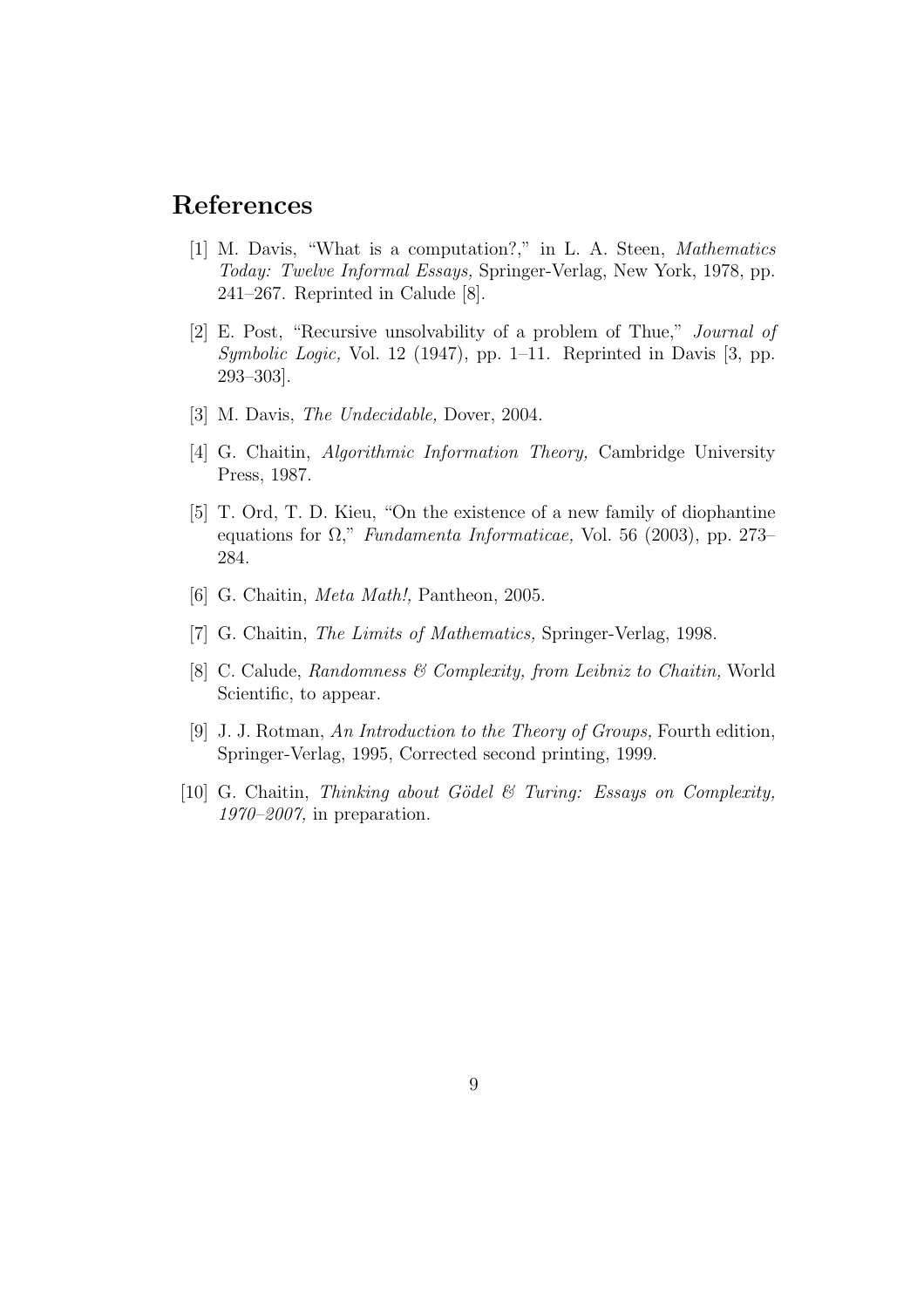## References

[1] M. Davis, "What is a computation?," in L. A. Steen, *Mathematics Today: Twelve Informal Essays,* Springer-Verlag, New York, 1978, pp. 241–267. Reprinted in Calude [8].

[2] E. Post, "Recursive unsolvability of a problem of Thue," *Journal of Symbolic Logic,* Vol. 12 (1947), pp. 1–11. Reprinted in Davis [3, pp. 293–303].

[3] M. Davis, *The Undecidable,* Dover, 2004.

[4] G. Chaitin, *Algorithmic Information Theory,* Cambridge University Press, 1987.

[5] T. Ord, T. D. Kieu, "On the existence of a new family of diophantine equations for $\Omega$," *Fundamenta Informaticae,* Vol. 56 (2003), pp. 273–284.

[6] G. Chaitin, *Meta Math!,* Pantheon, 2005.

[7] G. Chaitin, *The Limits of Mathematics,* Springer-Verlag, 1998.

[8] C. Calude, *Randomness & Complexity, from Leibniz to Chaitin,* World Scientific, to appear.

[9] J. J. Rotman, *An Introduction to the Theory of Groups,* Fourth edition, Springer-Verlag, 1995, Corrected second printing, 1999.

[10] G. Chaitin, *Thinking about Gödel & Turing: Essays on Complexity, 1970–2007,* in preparation.